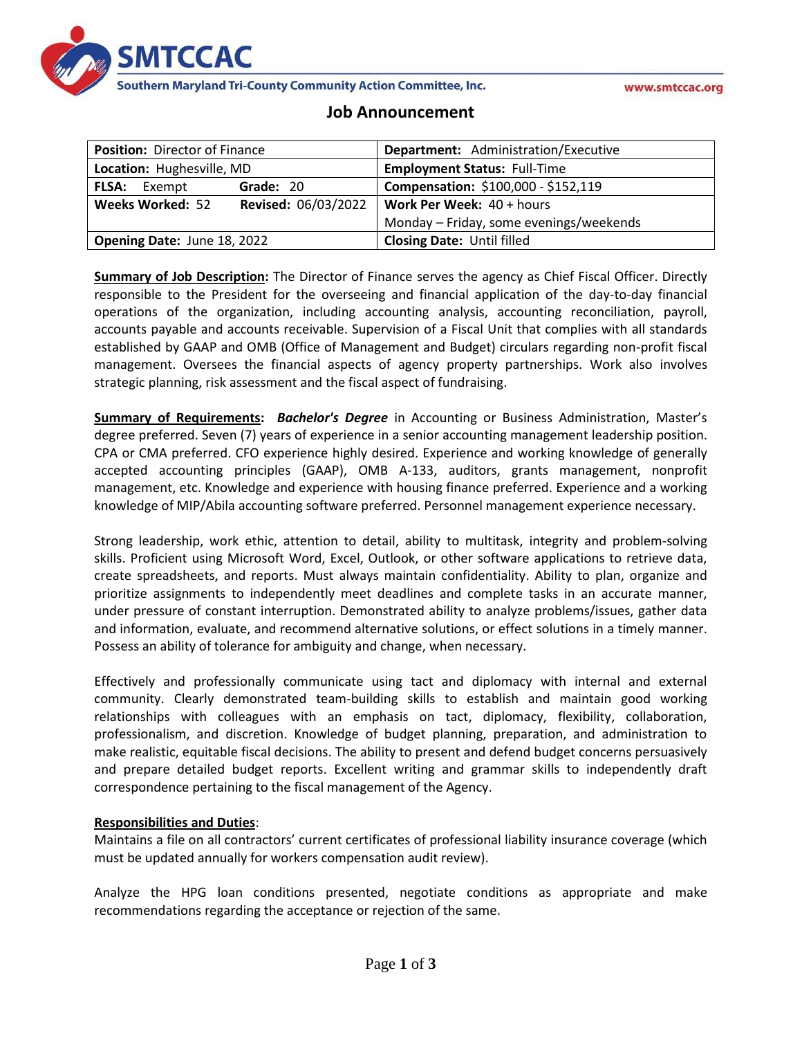**SMTCCAC**

**Southern Maryland Tri-County Community Action Committee, Inc.**

**www.smtccac.org**

# Job Announcement

| | |
|---|---|
| **Position:** Director of Finance | **Department:** Administration/Executive |
| **Location:** Hughesville, MD | **Employment Status:** Full-Time |
| **FLSA:** Exempt **Grade:** 20 | **Compensation:** $100,000 - $152,119 |
| **Weeks Worked:** 52 **Revised:** 06/03/2022 | **Work Per Week:** 40 + hours<br>Monday – Friday, some evenings/weekends |
| **Opening Date:** June 18, 2022 | **Closing Date:** Until filled |

**Summary of Job Description:** The Director of Finance serves the agency as Chief Fiscal Officer. Directly responsible to the President for the overseeing and financial application of the day-to-day financial operations of the organization, including accounting analysis, accounting reconciliation, payroll, accounts payable and accounts receivable. Supervision of a Fiscal Unit that complies with all standards established by GAAP and OMB (Office of Management and Budget) circulars regarding non-profit fiscal management. Oversees the financial aspects of agency property partnerships. Work also involves strategic planning, risk assessment and the fiscal aspect of fundraising.

**Summary of Requirements:** ***Bachelor's Degree*** in Accounting or Business Administration, Master's degree preferred. Seven (7) years of experience in a senior accounting management leadership position. CPA or CMA preferred. CFO experience highly desired. Experience and working knowledge of generally accepted accounting principles (GAAP), OMB A-133, auditors, grants management, nonprofit management, etc. Knowledge and experience with housing finance preferred. Experience and a working knowledge of MIP/Abila accounting software preferred. Personnel management experience necessary.

Strong leadership, work ethic, attention to detail, ability to multitask, integrity and problem-solving skills. Proficient using Microsoft Word, Excel, Outlook, or other software applications to retrieve data, create spreadsheets, and reports. Must always maintain confidentiality. Ability to plan, organize and prioritize assignments to independently meet deadlines and complete tasks in an accurate manner, under pressure of constant interruption. Demonstrated ability to analyze problems/issues, gather data and information, evaluate, and recommend alternative solutions, or effect solutions in a timely manner. Possess an ability of tolerance for ambiguity and change, when necessary.

Effectively and professionally communicate using tact and diplomacy with internal and external community. Clearly demonstrated team-building skills to establish and maintain good working relationships with colleagues with an emphasis on tact, diplomacy, flexibility, collaboration, professionalism, and discretion. Knowledge of budget planning, preparation, and administration to make realistic, equitable fiscal decisions. The ability to present and defend budget concerns persuasively and prepare detailed budget reports. Excellent writing and grammar skills to independently draft correspondence pertaining to the fiscal management of the Agency.

**Responsibilities and Duties**:

Maintains a file on all contractors' current certificates of professional liability insurance coverage (which must be updated annually for workers compensation audit review).

Analyze the HPG loan conditions presented, negotiate conditions as appropriate and make recommendations regarding the acceptance or rejection of the same.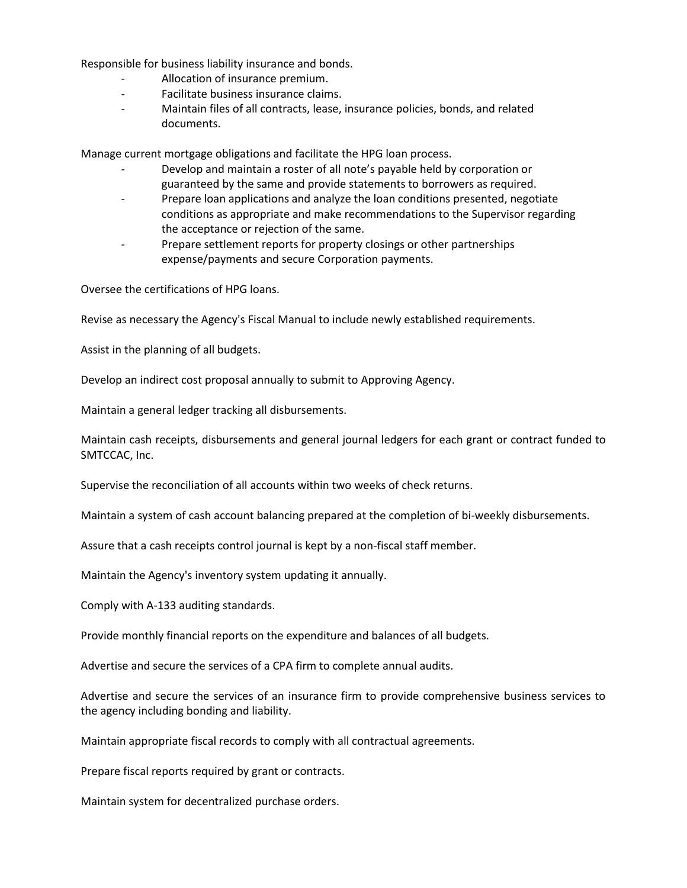Responsible for business liability insurance and bonds.

- Allocation of insurance premium.
- Facilitate business insurance claims.
- Maintain files of all contracts, lease, insurance policies, bonds, and related documents.

Manage current mortgage obligations and facilitate the HPG loan process.

- Develop and maintain a roster of all note's payable held by corporation or guaranteed by the same and provide statements to borrowers as required.
- Prepare loan applications and analyze the loan conditions presented, negotiate conditions as appropriate and make recommendations to the Supervisor regarding the acceptance or rejection of the same.
- Prepare settlement reports for property closings or other partnerships expense/payments and secure Corporation payments.

Oversee the certifications of HPG loans.

Revise as necessary the Agency's Fiscal Manual to include newly established requirements.

Assist in the planning of all budgets.

Develop an indirect cost proposal annually to submit to Approving Agency.

Maintain a general ledger tracking all disbursements.

Maintain cash receipts, disbursements and general journal ledgers for each grant or contract funded to SMTCCAC, Inc.

Supervise the reconciliation of all accounts within two weeks of check returns.

Maintain a system of cash account balancing prepared at the completion of bi-weekly disbursements.

Assure that a cash receipts control journal is kept by a non-fiscal staff member.

Maintain the Agency's inventory system updating it annually.

Comply with A-133 auditing standards.

Provide monthly financial reports on the expenditure and balances of all budgets.

Advertise and secure the services of a CPA firm to complete annual audits.

Advertise and secure the services of an insurance firm to provide comprehensive business services to the agency including bonding and liability.

Maintain appropriate fiscal records to comply with all contractual agreements.

Prepare fiscal reports required by grant or contracts.

Maintain system for decentralized purchase orders.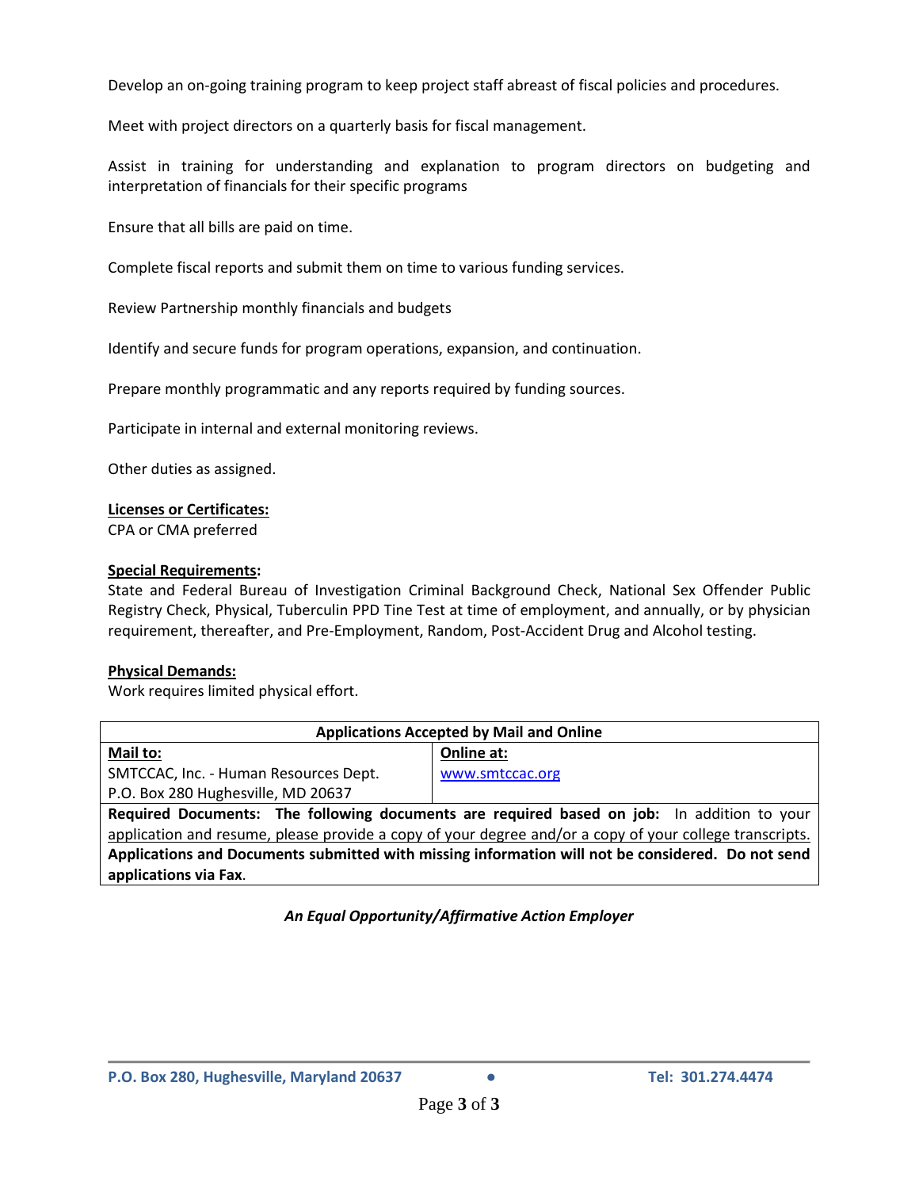Develop an on-going training program to keep project staff abreast of fiscal policies and procedures.

Meet with project directors on a quarterly basis for fiscal management.

Assist in training for understanding and explanation to program directors on budgeting and interpretation of financials for their specific programs

Ensure that all bills are paid on time.

Complete fiscal reports and submit them on time to various funding services.

Review Partnership monthly financials and budgets

Identify and secure funds for program operations, expansion, and continuation.

Prepare monthly programmatic and any reports required by funding sources.

Participate in internal and external monitoring reviews.

Other duties as assigned.

**Licenses or Certificates:**
CPA or CMA preferred

**Special Requirements:**
State and Federal Bureau of Investigation Criminal Background Check, National Sex Offender Public Registry Check, Physical, Tuberculin PPD Tine Test at time of employment, and annually, or by physician requirement, thereafter, and Pre-Employment, Random, Post-Accident Drug and Alcohol testing.

**Physical Demands:**
Work requires limited physical effort.

| **Applications Accepted by Mail and Online** | |
|---|---|
| **Mail to:**<br>SMTCCAC, Inc. - Human Resources Dept.<br>P.O. Box 280 Hughesville, MD 20637 | **Online at:**<br>www.smtccac.org |
| **Required Documents: The following documents are required based on job:** In addition to your application and resume, please provide a copy of your degree and/or a copy of your college transcripts.<br>**Applications and Documents submitted with missing information will not be considered. Do not send applications via Fax**. | |

***An Equal Opportunity/Affirmative Action Employer***